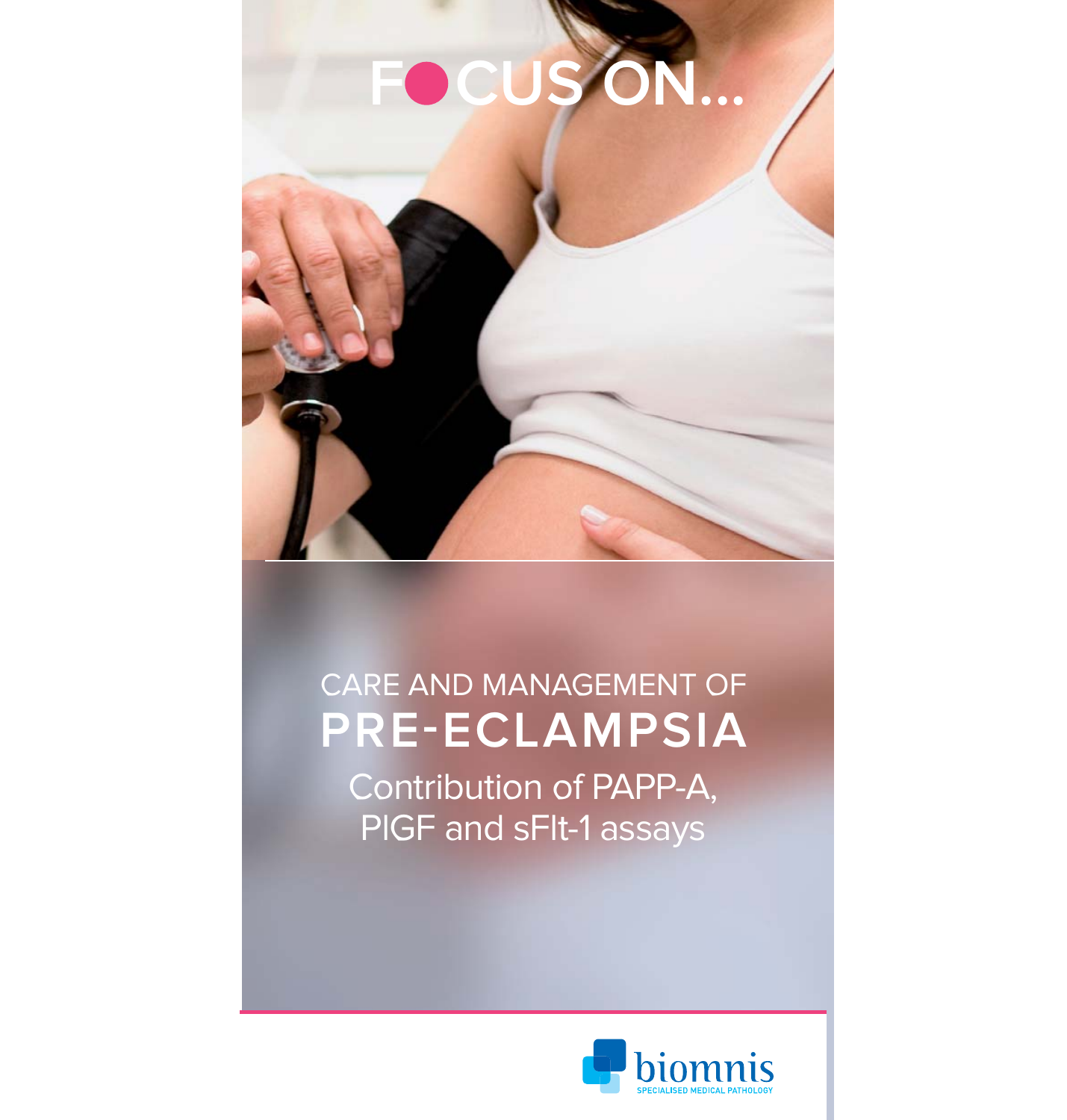# FOCUS ON...

## CARE AND MANAGEMENT OF PRE-ECLAMPSIA

### Contribution of PAPP-A, PlGF and sFlt-1 assays

biomnis

SPECIALISED MEDICAL PATHOLOGY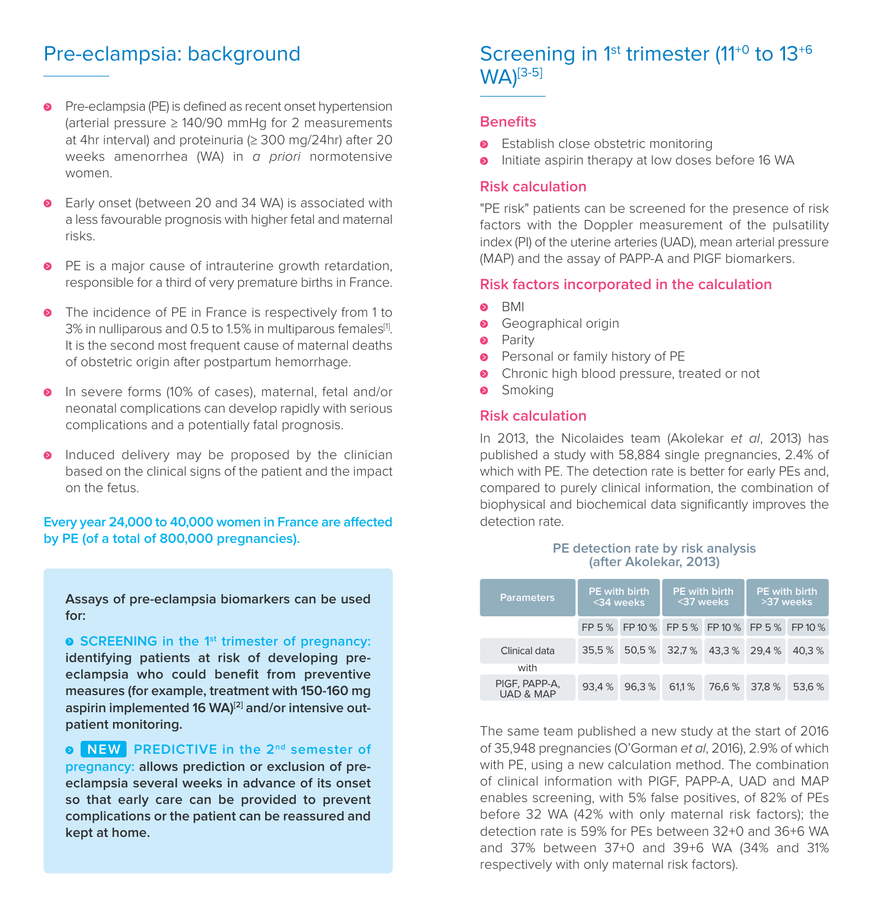# Pre-eclampsia: background

- Pre-eclampsia (PE) is defined as recent onset hypertension (arterial pressure ≥ 140/90 mmHg for 2 measurements at 4hr interval) and proteinuria (≥ 300 mg/24hr) after 20 weeks amenorrhea (WA) in *a priori* normotensive women.

- Early onset (between 20 and 34 WA) is associated with a less favourable prognosis with higher fetal and maternal risks.

- PE is a major cause of intrauterine growth retardation, responsible for a third of very premature births in France.

- The incidence of PE in France is respectively from 1 to 3% in nulliparous and 0.5 to 1.5% in multiparous females[1]. It is the second most frequent cause of maternal deaths of obstetric origin after postpartum hemorrhage.

- In severe forms (10% of cases), maternal, fetal and/or neonatal complications can develop rapidly with serious complications and a potentially fatal prognosis.

- Induced delivery may be proposed by the clinician based on the clinical signs of the patient and the impact on the fetus.

**Every year 24,000 to 40,000 women in France are affected by PE (of a total of 800,000 pregnancies).**

**Assays of pre-eclampsia biomarkers can be used for:**

- **SCREENING in the 1st trimester of pregnancy: identifying patients at risk of developing pre-eclampsia who could benefit from preventive measures (for example, treatment with 150-160 mg aspirin implemented 16 WA)[2] and/or intensive out-patient monitoring.**

- **NEW PREDICTIVE in the 2nd semester of pregnancy: allows prediction or exclusion of pre-eclampsia several weeks in advance of its onset so that early care can be provided to prevent complications or the patient can be reassured and kept at home.**

# Screening in 1st trimester (11+0 to 13+6 WA)[3-5]

## Benefits

- Establish close obstetric monitoring
- Initiate aspirin therapy at low doses before 16 WA

## Risk calculation

"PE risk" patients can be screened for the presence of risk factors with the Doppler measurement of the pulsatility index (PI) of the uterine arteries (UAD), mean arterial pressure (MAP) and the assay of PAPP-A and PlGF biomarkers.

## Risk factors incorporated in the calculation

- BMI
- Geographical origin
- Parity
- Personal or family history of PE
- Chronic high blood pressure, treated or not
- Smoking

## Risk calculation

In 2013, the Nicolaides team (Akolekar *et al*, 2013) has published a study with 58,884 single pregnancies, 2.4% of which with PE. The detection rate is better for early PEs and, compared to purely clinical information, the combination of biophysical and biochemical data significantly improves the detection rate.

**PE detection rate by risk analysis (after Akolekar, 2013)**

| Parameters | PE with birth <34 weeks | | PE with birth <37 weeks | | PE with birth >37 weeks | |
|---|---|---|---|---|---|---|
| | FP 5 % | FP 10 % | FP 5 % | FP 10 % | FP 5 % | FP 10 % |
| Clinical data | 35,5 % | 50,5 % | 32,7 % | 43,3 % | 29,4 % | 40,3 % |
| with PlGF, PAPP-A, UAD & MAP | 93,4 % | 96,3 % | 61,1 % | 76,6 % | 37,8 % | 53,6 % |

The same team published a new study at the start of 2016 of 35,948 pregnancies (O'Gorman *et al*, 2016), 2.9% of which with PE, using a new calculation method. The combination of clinical information with PlGF, PAPP-A, UAD and MAP enables screening, with 5% false positives, of 82% of PEs before 32 WA (42% with only maternal risk factors); the detection rate is 59% for PEs between 32+0 and 36+6 WA and 37% between 37+0 and 39+6 WA (34% and 31% respectively with only maternal risk factors).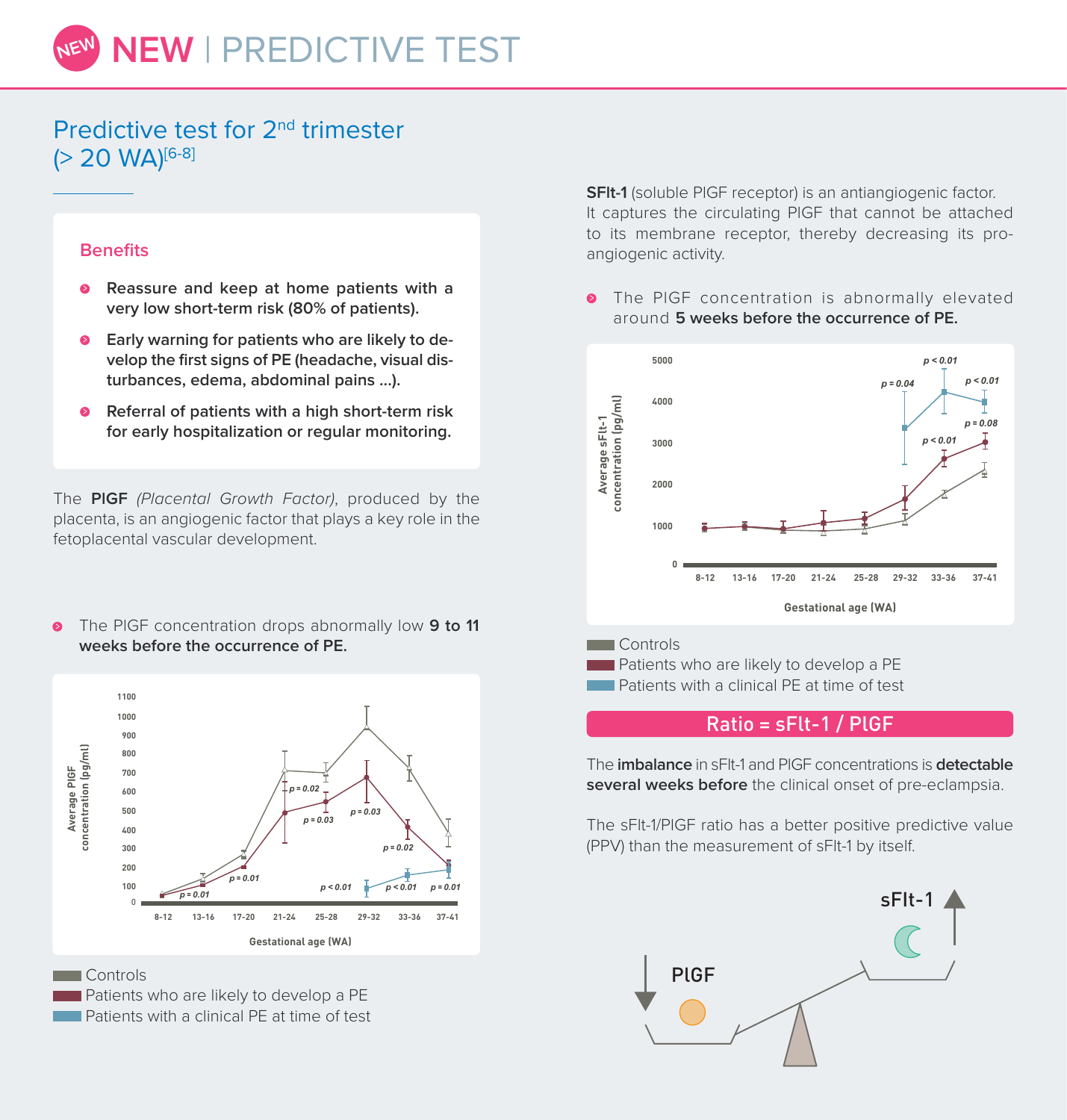# NEW | PREDICTIVE TEST

## Predictive test for 2nd trimester (> 20 WA)[6-8]

### Benefits

- **Reassure and keep at home patients with a very low short-term risk (80% of patients).**
- **Early warning for patients who are likely to develop the first signs of PE (headache, visual disturbances, edema, abdominal pains ...).**
- **Referral of patients with a high short-term risk for early hospitalization or regular monitoring.**

The **PlGF** *(Placental Growth Factor)*, produced by the placenta, is an angiogenic factor that plays a key role in the fetoplacental vascular development.

- The PlGF concentration drops abnormally low **9 to 11 weeks before the occurrence of PE.**

Average PlGF concentration (pg/ml) vs Gestational age (WA): 8-12, 13-16, 17-20, 21-24, 25-28, 29-32, 33-36, 37-41

p = 0.01; p = 0.01; p = 0.02; p = 0.03; p = 0.03; p = 0.02; p < 0.01; p < 0.01; p = 0.01

Controls
Patients who are likely to develop a PE
Patients with a clinical PE at time of test

**SFlt-1** (soluble PlGF receptor) is an antiangiogenic factor. It captures the circulating PlGF that cannot be attached to its membrane receptor, thereby decreasing its pro-angiogenic activity.

- The PlGF concentration is abnormally elevated around **5 weeks before the occurrence of PE.**

Average sFlt-1 concentration (pg/ml) vs Gestational age (WA): 8-12, 13-16, 17-20, 21-24, 25-28, 29-32, 33-36, 37-41

p = 0.04; p < 0.01; p < 0.01; p < 0.01; p = 0.08

Controls
Patients who are likely to develop a PE
Patients with a clinical PE at time of test

**Ratio = sFlt-1 / PlGF**

The **imbalance** in sFlt-1 and PlGF concentrations is **detectable several weeks before** the clinical onset of pre-eclampsia.

The sFlt-1/PlGF ratio has a better positive predictive value (PPV) than the measurement of sFlt-1 by itself.

PlGF ↓ sFlt-1 ↑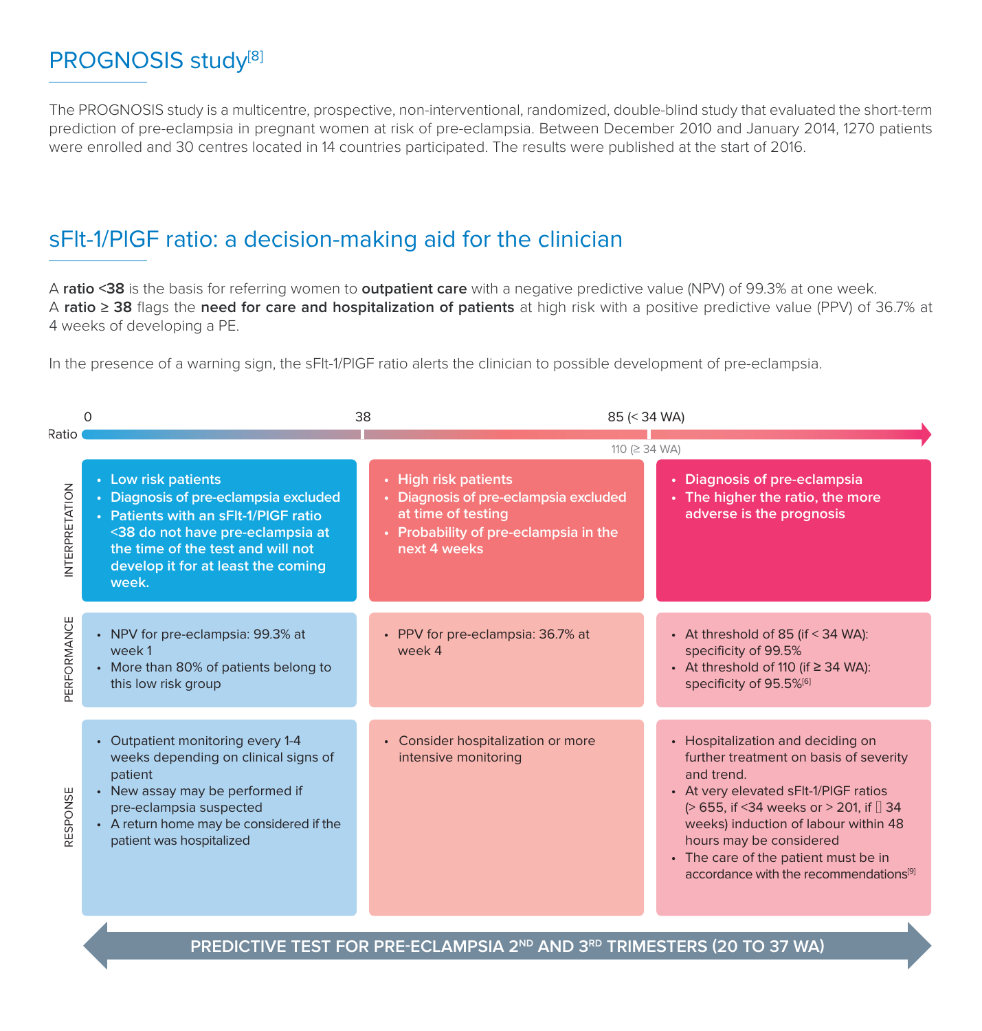## PROGNOSIS study[8]

The PROGNOSIS study is a multicentre, prospective, non-interventional, randomized, double-blind study that evaluated the short-term prediction of pre-eclampsia in pregnant women at risk of pre-eclampsia. Between December 2010 and January 2014, 1270 patients were enrolled and 30 centres located in 14 countries participated. The results were published at the start of 2016.

## sFlt-1/PlGF ratio: a decision-making aid for the clinician

A **ratio <38** is the basis for referring women to **outpatient care** with a negative predictive value (NPV) of 99.3% at one week.
A **ratio ≥ 38** flags the **need for care and hospitalization of patients** at high risk with a positive predictive value (PPV) of 36.7% at 4 weeks of developing a PE.

In the presence of a warning sign, the sFlt-1/PlGF ratio alerts the clinician to possible development of pre-eclampsia.

| Ratio | 0 – 38 | 38 – 85 (< 34 WA) / 110 (≥ 34 WA) | > 85 (< 34 WA) / 110 (≥ 34 WA) |
|---|---|---|---|
| INTERPRETATION | **• Low risk patients**<br>**• Diagnosis of pre-eclampsia excluded**<br>**• Patients with an sFlt-1/PlGF ratio <38 do not have pre-eclampsia at the time of the test and will not develop it for at least the coming week.** | **• High risk patients**<br>**• Diagnosis of pre-eclampsia excluded at time of testing**<br>**• Probability of pre-eclampsia in the next 4 weeks** | **• Diagnosis of pre-eclampsia**<br>**• The higher the ratio, the more adverse is the prognosis** |
| PERFORMANCE | • NPV for pre-eclampsia: 99.3% at week 1<br>• More than 80% of patients belong to this low risk group | • PPV for pre-eclampsia: 36.7% at week 4 | • At threshold of 85 (if < 34 WA): specificity of 99.5%<br>• At threshold of 110 (if ≥ 34 WA): specificity of 95.5%[6] |
| RESPONSE | • Outpatient monitoring every 1-4 weeks depending on clinical signs of patient<br>• New assay may be performed if pre-eclampsia suspected<br>• A return home may be considered if the patient was hospitalized | • Consider hospitalization or more intensive monitoring | • Hospitalization and deciding on further treatment on basis of severity and trend.<br>• At very elevated sFlt-1/PlGF ratios (> 655, if <34 weeks or > 201, if ≥ 34 weeks) induction of labour within 48 hours may be considered<br>• The care of the patient must be in accordance with the recommendations[9] |

**PREDICTIVE TEST FOR PRE-ECLAMPSIA 2ND AND 3RD TRIMESTERS (20 TO 37 WA)**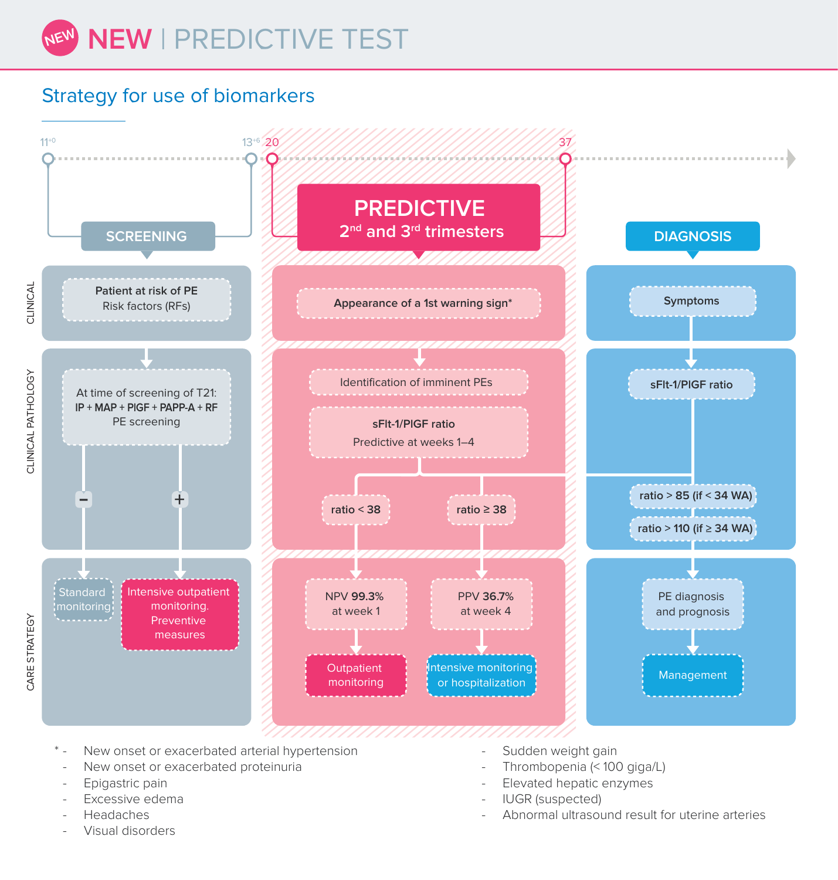# NEW | PREDICTIVE TEST

## Strategy for use of biomarkers

Timeline: $11^{+0}$ – $13^{+6}$ | 20 – 37

### SCREENING

**CLINICAL**
- **Patient at risk of PE**
  Risk factors (RFs)

**CLINICAL PATHOLOGY**
- At time of screening of T21:
  **IP + MAP + PlGF + PAPP-A + RF**
  PE screening
  - − → Standard monitoring
  - + → Intensive outpatient monitoring. Preventive measures

**CARE STRATEGY**
- Standard monitoring
- Intensive outpatient monitoring. Preventive measures

### PREDICTIVE
**2nd and 3rd trimesters**

**CLINICAL**
- **Appearance of a 1st warning sign***

**CLINICAL PATHOLOGY**
- Identification of imminent PEs
- **sFlt-1/PlGF ratio**
  Predictive at weeks 1–4
  - **ratio < 38** → NPV **99.3%** at week 1 → Outpatient monitoring
  - **ratio ≥ 38** → PPV **36.7%** at week 4 → Intensive monitoring or hospitalization

### DIAGNOSIS

**CLINICAL**
- **Symptoms**

**CLINICAL PATHOLOGY**
- **sFlt-1/PlGF ratio**
  - ratio > **85 (if < 34 WA)**
  - ratio > **110 (if ≥ 34 WA)**

**CARE STRATEGY**
- PE diagnosis and prognosis
- Management

\* - New onset or exacerbated arterial hypertension
- New onset or exacerbated proteinuria
- Epigastric pain
- Excessive edema
- Headaches
- Visual disorders
- Sudden weight gain
- Thrombopenia (< 100 giga/L)
- Elevated hepatic enzymes
- IUGR (suspected)
- Abnormal ultrasound result for uterine arteries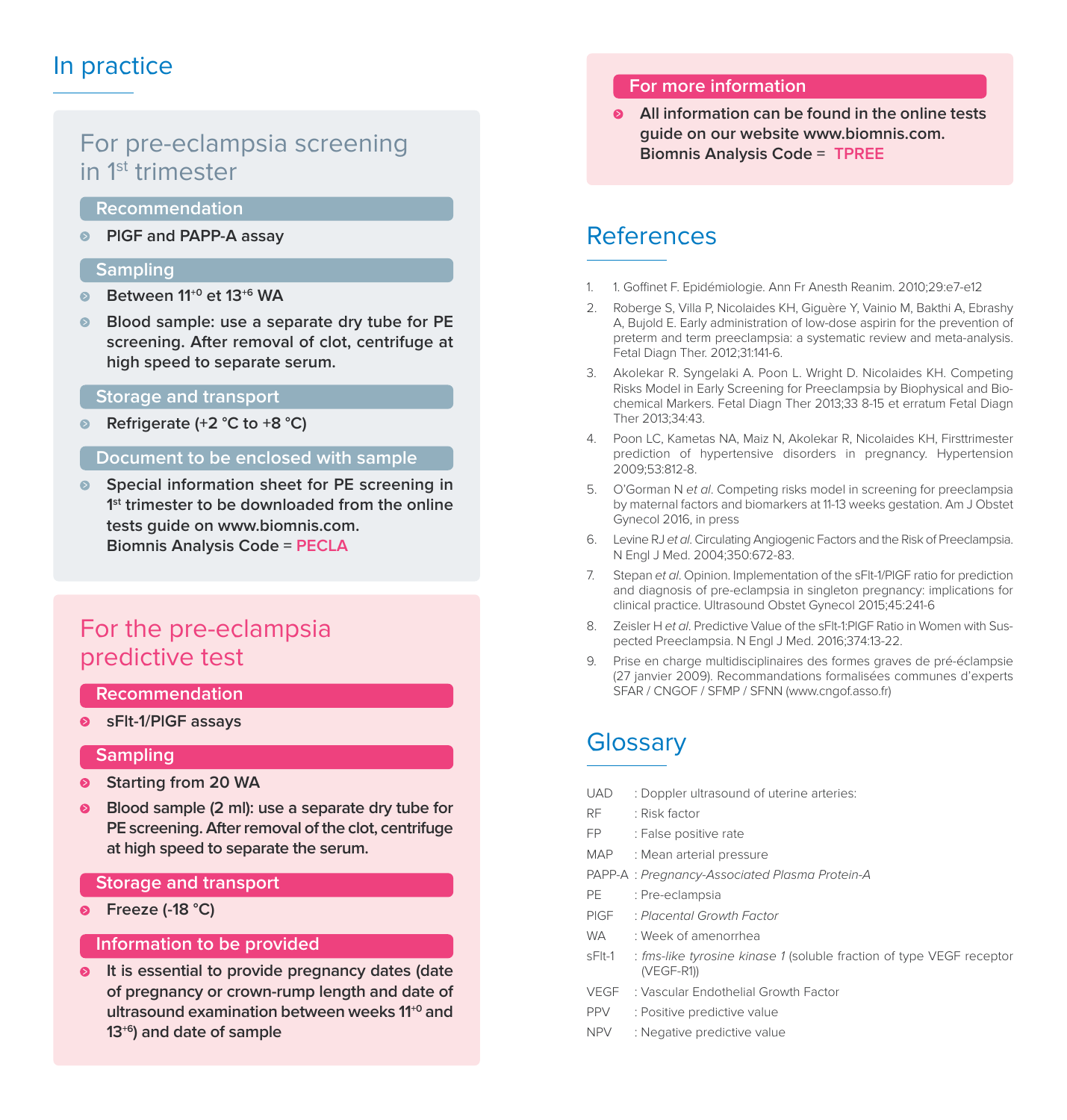## In practice

### For pre-eclampsia screening in 1st trimester

**Recommendation**

- PlGF and PAPP-A assay

**Sampling**

- Between $11^{+0}$ et $13^{+6}$ WA
- Blood sample: use a separate dry tube for PE screening. After removal of clot, centrifuge at high speed to separate serum.

**Storage and transport**

- Refrigerate (+2 °C to +8 °C)

**Document to be enclosed with sample**

- Special information sheet for PE screening in 1st trimester to be downloaded from the online tests guide on www.biomnis.com.
  Biomnis Analysis Code = **PECLA**

### For the pre-eclampsia predictive test

**Recommendation**

- sFlt-1/PlGF assays

**Sampling**

- Starting from 20 WA
- Blood sample (2 ml): use a separate dry tube for PE screening. After removal of the clot, centrifuge at high speed to separate the serum.

**Storage and transport**

- Freeze (-18 °C)

**Information to be provided**

- It is essential to provide pregnancy dates (date of pregnancy or crown-rump length and date of ultrasound examination between weeks $11^{+0}$ and $13^{+6}$) and date of sample

**For more information**

- All information can be found in the online tests guide on our website www.biomnis.com.
  Biomnis Analysis Code = **TPREE**

## References

1. 1. Goffinet F. Epidémiologie. Ann Fr Anesth Reanim. 2010;29:e7-e12
2. Roberge S, Villa P, Nicolaides KH, Giguère Y, Vainio M, Bakthi A, Ebrashy A, Bujold E. Early administration of low-dose aspirin for the prevention of preterm and term preeclampsia: a systematic review and meta-analysis. Fetal Diagn Ther. 2012;31:141-6.
3. Akolekar R. Syngelaki A. Poon L. Wright D. Nicolaides KH. Competing Risks Model in Early Screening for Preeclampsia by Biophysical and Biochemical Markers. Fetal Diagn Ther 2013;33 8-15 et erratum Fetal Diagn Ther 2013;34:43.
4. Poon LC, Kametas NA, Maiz N, Akolekar R, Nicolaides KH, Firsttrimester prediction of hypertensive disorders in pregnancy. Hypertension 2009;53:812-8.
5. O'Gorman N *et al*. Competing risks model in screening for preeclampsia by maternal factors and biomarkers at 11-13 weeks gestation. Am J Obstet Gynecol 2016, in press
6. Levine RJ *et al*. Circulating Angiogenic Factors and the Risk of Preeclampsia. N Engl J Med. 2004;350:672-83.
7. Stepan *et al*. Opinion. Implementation of the sFlt-1/PlGF ratio for prediction and diagnosis of pre-eclampsia in singleton pregnancy: implications for clinical practice. Ultrasound Obstet Gynecol 2015;45:241-6
8. Zeisler H *et al*. Predictive Value of the sFlt-1:PlGF Ratio in Women with Suspected Preeclampsia. N Engl J Med. 2016;374:13-22.
9. Prise en charge multidisciplinaires des formes graves de pré-éclampsie (27 janvier 2009). Recommandations formalisées communes d'experts SFAR / CNGOF / SFMP / SFNN (www.cngof.asso.fr)

## Glossary

- UAD : Doppler ultrasound of uterine arteries:
- RF : Risk factor
- FP : False positive rate
- MAP : Mean arterial pressure
- PAPP-A : *Pregnancy-Associated Plasma Protein-A*
- PE : Pre-eclampsia
- PlGF : *Placental Growth Factor*
- WA : Week of amenorrhea
- sFlt-1 : *fms-like tyrosine kinase 1* (soluble fraction of type VEGF receptor (VEGF-R1))
- VEGF : Vascular Endothelial Growth Factor
- PPV : Positive predictive value
- NPV : Negative predictive value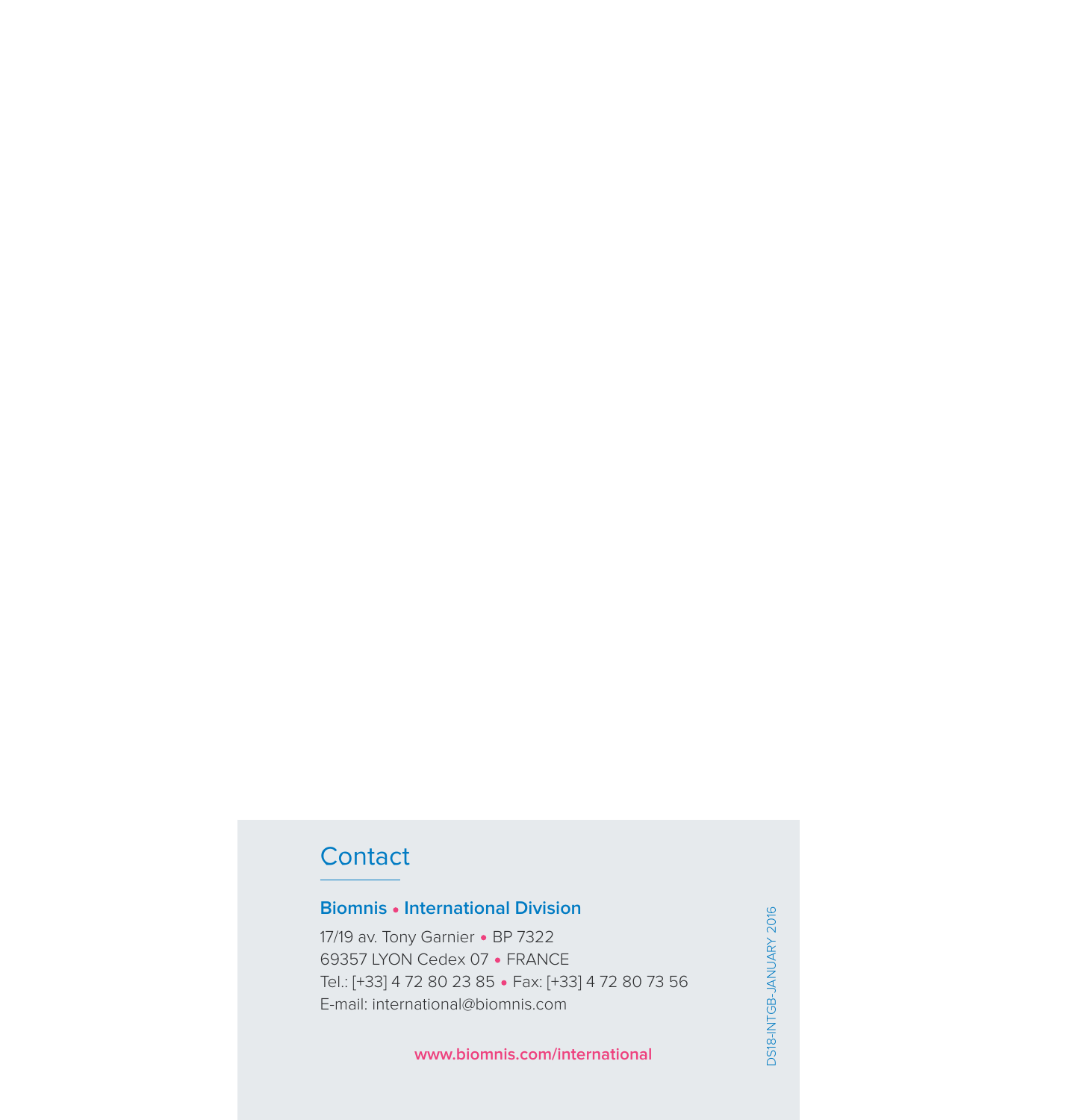## Contact

**Biomnis • International Division**

17/19 av. Tony Garnier • BP 7322
69357 LYON Cedex 07 • FRANCE
Tel.: [+33] 4 72 80 23 85 • Fax: [+33] 4 72 80 73 56
E-mail: international@biomnis.com

**www.biomnis.com/international**

DS18-INTGB-JANUARY 2016